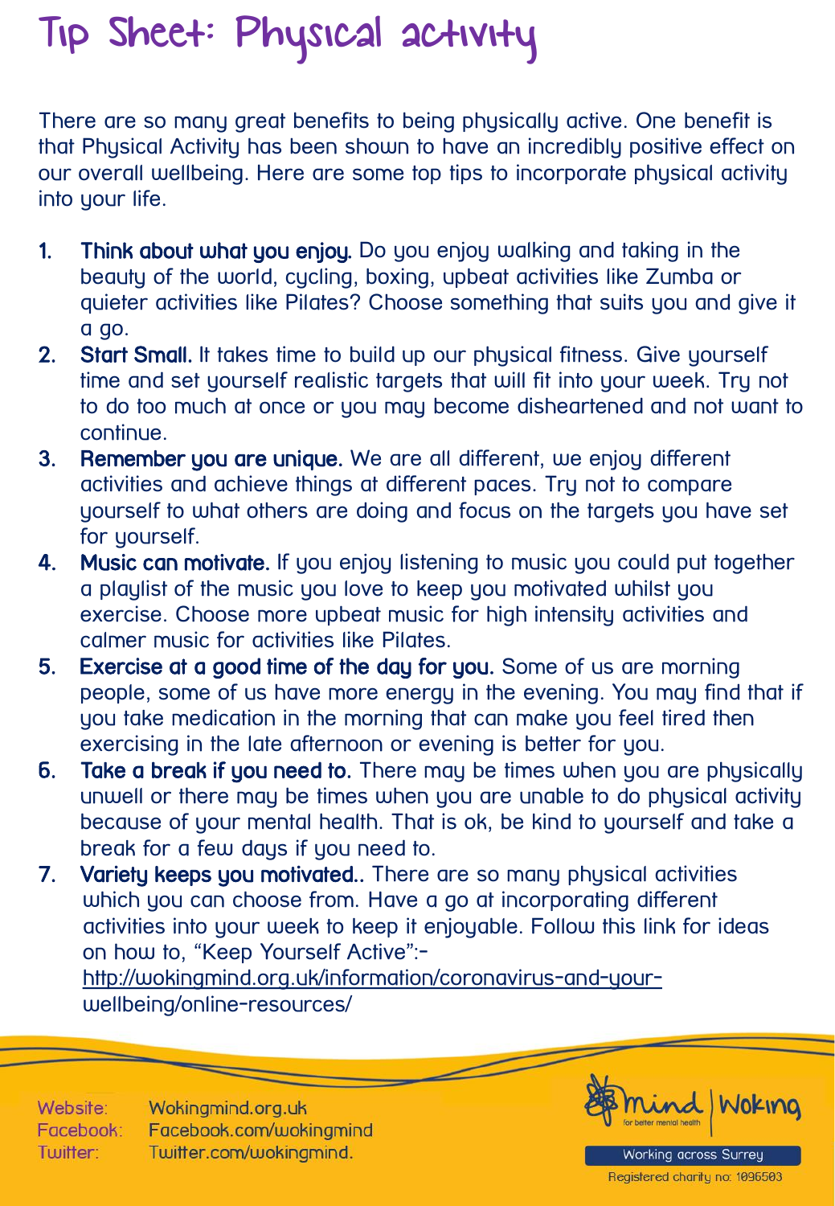# Tip Sheet: Physical activity

There are so many great benefits to being physically active. One benefit is that Physical Activity has been shown to have an incredibly positive effect on our overall wellbeing. Here are some top tips to incorporate physical activity into your life.

1. **Think about what you enjoy.** Do you enjoy walking and taking in the beauty of the world, cycling, boxing, upbeat activities like Zumba or quieter activities like Pilates? Choose something that suits you and give it a go.
2. **Start Small.** It takes time to build up our physical fitness. Give yourself time and set yourself realistic targets that will fit into your week. Try not to do too much at once or you may become disheartened and not want to continue.
3. **Remember you are unique.** We are all different, we enjoy different activities and achieve things at different paces. Try not to compare yourself to what others are doing and focus on the targets you have set for yourself.
4. **Music can motivate.** If you enjoy listening to music you could put together a playlist of the music you love to keep you motivated whilst you exercise. Choose more upbeat music for high intensity activities and calmer music for activities like Pilates.
5. **Exercise at a good time of the day for you.** Some of us are morning people, some of us have more energy in the evening. You may find that if you take medication in the morning that can make you feel tired then exercising in the late afternoon or evening is better for you.
6. **Take a break if you need to.** There may be times when you are physically unwell or there may be times when you are unable to do physical activity because of your mental health. That is ok, be kind to yourself and take a break for a few days if you need to.
7. **Variety keeps you motivated..** There are so many physical activities which you can choose from. Have a go at incorporating different activities into your week to keep it enjoyable. Follow this link for ideas on how to, "Keep Yourself Active":- http://wokingmind.org.uk/information/coronavirus-and-your-wellbeing/online-resources/

Website: Wokingmind.org.uk
Facebook: Facebook.com/wokingmind
Twitter: Twitter.com/wokingmind.

mind for better mental health | Woking

Working across Surrey

Registered charity no: 1096503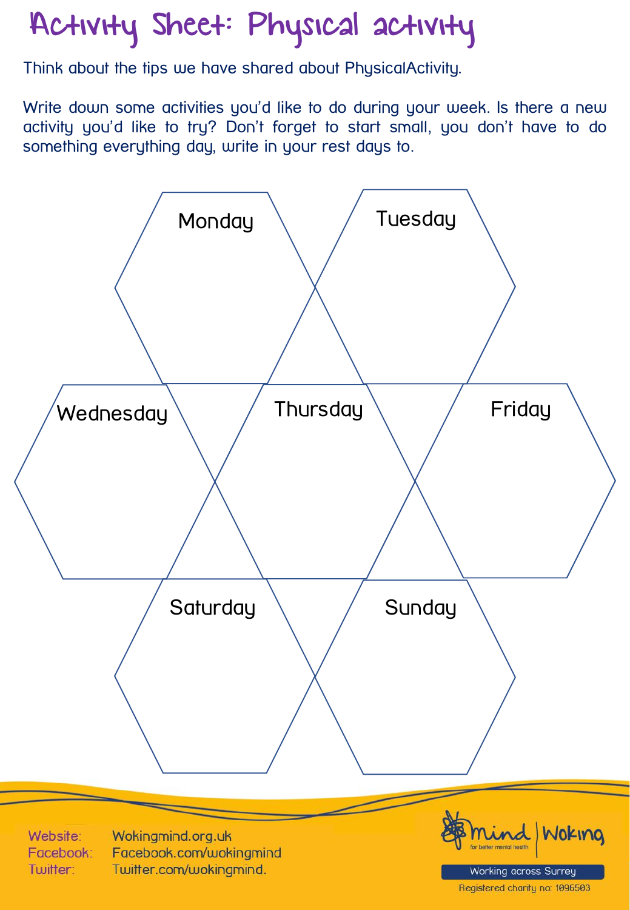# Activity Sheet: Physical activity

Think about the tips we have shared about PhysicalActivity.

Write down some activities you'd like to do during your week. Is there a new activity you'd like to try? Don't forget to start small, you don't have to do something everything day, write in your rest days to.

Monday

Tuesday

Wednesday

Thursday

Friday

Saturday

Sunday

Website: Wokingmind.org.uk
Facebook: Facebook.com/wokingmind
Twitter: Twitter.com/wokingmind.

mind for better mental health | Woking

Working across Surrey

Registered charity no: 1096503